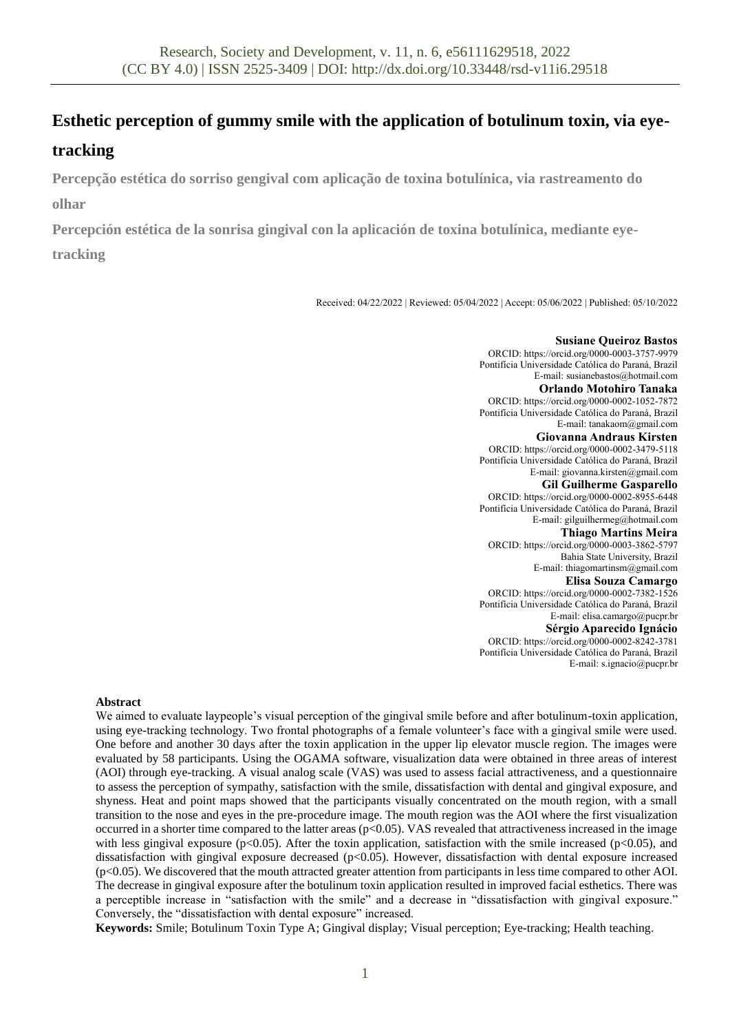# Esthetic perception of gummy smile with the application of botulinum toxin, via eye-tracking

**Percepção estética do sorriso gengival com aplicação de toxina botulínica, via rastreamento do olhar**

**Percepción estética de la sonrisa gingival con la aplicación de toxina botulínica, mediante eye-tracking**

Received: 04/22/2022 | Reviewed: 05/04/2022 | Accept: 05/06/2022 | Published: 05/10/2022

**Susiane Queiroz Bastos**
ORCID: https://orcid.org/0000-0003-3757-9979
Pontifícia Universidade Católica do Paraná, Brazil
E-mail: susianebastos@hotmail.com

**Orlando Motohiro Tanaka**
ORCID: https://orcid.org/0000-0002-1052-7872
Pontifícia Universidade Católica do Paraná, Brazil
E-mail: tanakaom@gmail.com

**Giovanna Andraus Kirsten**
ORCID: https://orcid.org/0000-0002-3479-5118
Pontifícia Universidade Católica do Paraná, Brazil
E-mail: giovanna.kirsten@gmail.com

**Gil Guilherme Gasparello**
ORCID: https://orcid.org/0000-0002-8955-6448
Pontifícia Universidade Católica do Paraná, Brazil
E-mail: gilguilhermeg@hotmail.com

**Thiago Martins Meira**
ORCID: https://orcid.org/0000-0003-3862-5797
Bahia State University, Brazil
E-mail: thiagomartinsm@gmail.com

**Elisa Souza Camargo**
ORCID: https://orcid.org/0000-0002-7382-1526
Pontifícia Universidade Católica do Paraná, Brazil
E-mail: elisa.camargo@pucpr.br

**Sérgio Aparecido Ignácio**
ORCID: https://orcid.org/0000-0002-8242-3781
Pontifícia Universidade Católica do Paraná, Brazil
E-mail: s.ignacio@pucpr.br

**Abstract**

We aimed to evaluate laypeople's visual perception of the gingival smile before and after botulinum-toxin application, using eye-tracking technology. Two frontal photographs of a female volunteer's face with a gingival smile were used. One before and another 30 days after the toxin application in the upper lip elevator muscle region. The images were evaluated by 58 participants. Using the OGAMA software, visualization data were obtained in three areas of interest (AOI) through eye-tracking. A visual analog scale (VAS) was used to assess facial attractiveness, and a questionnaire to assess the perception of sympathy, satisfaction with the smile, dissatisfaction with dental and gingival exposure, and shyness. Heat and point maps showed that the participants visually concentrated on the mouth region, with a small transition to the nose and eyes in the pre-procedure image. The mouth region was the AOI where the first visualization occurred in a shorter time compared to the latter areas ($p<0.05$). VAS revealed that attractiveness increased in the image with less gingival exposure ($p<0.05$). After the toxin application, satisfaction with the smile increased ($p<0.05$), and dissatisfaction with gingival exposure decreased ($p<0.05$). However, dissatisfaction with dental exposure increased ($p<0.05$). We discovered that the mouth attracted greater attention from participants in less time compared to other AOI. The decrease in gingival exposure after the botulinum toxin application resulted in improved facial esthetics. There was a perceptible increase in "satisfaction with the smile" and a decrease in "dissatisfaction with gingival exposure." Conversely, the "dissatisfaction with dental exposure" increased.

**Keywords:** Smile; Botulinum Toxin Type A; Gingival display; Visual perception; Eye-tracking; Health teaching.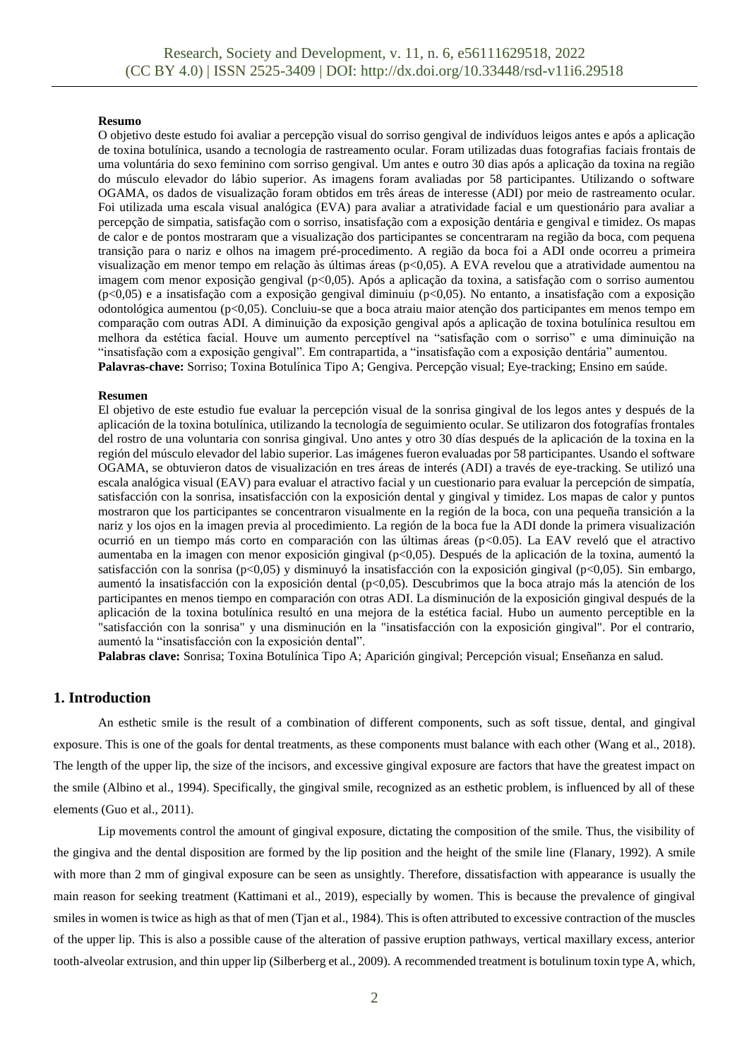**Resumo**

O objetivo deste estudo foi avaliar a percepção visual do sorriso gengival de indivíduos leigos antes e após a aplicação de toxina botulínica, usando a tecnologia de rastreamento ocular. Foram utilizadas duas fotografias faciais frontais de uma voluntária do sexo feminino com sorriso gengival. Um antes e outro 30 dias após a aplicação da toxina na região do músculo elevador do lábio superior. As imagens foram avaliadas por 58 participantes. Utilizando o software OGAMA, os dados de visualização foram obtidos em três áreas de interesse (ADI) por meio de rastreamento ocular. Foi utilizada uma escala visual analógica (EVA) para avaliar a atratividade facial e um questionário para avaliar a percepção de simpatia, satisfação com o sorriso, insatisfação com a exposição dentária e gengival e timidez. Os mapas de calor e de pontos mostraram que a visualização dos participantes se concentraram na região da boca, com pequena transição para o nariz e olhos na imagem pré-procedimento. A região da boca foi a ADI onde ocorreu a primeira visualização em menor tempo em relação às últimas áreas ($p<0,05$). A EVA revelou que a atratividade aumentou na imagem com menor exposição gengival ($p<0,05$). Após a aplicação da toxina, a satisfação com o sorriso aumentou ($p<0,05$) e a insatisfação com a exposição gengival diminuiu ($p<0,05$). No entanto, a insatisfação com a exposição odontológica aumentou ($p<0,05$). Concluiu-se que a boca atraiu maior atenção dos participantes em menos tempo em comparação com outras ADI. A diminuição da exposição gengival após a aplicação de toxina botulínica resultou em melhora da estética facial. Houve um aumento perceptível na "satisfação com o sorriso" e uma diminuição na "insatisfação com a exposição gengival". Em contrapartida, a "insatisfação com a exposição dentária" aumentou.

**Palavras-chave:** Sorriso; Toxina Botulínica Tipo A; Gengiva. Percepção visual; Eye-tracking; Ensino em saúde.

**Resumen**

El objetivo de este estudio fue evaluar la percepción visual de la sonrisa gingival de los legos antes y después de la aplicación de la toxina botulínica, utilizando la tecnología de seguimiento ocular. Se utilizaron dos fotografías frontales del rostro de una voluntaria con sonrisa gingival. Uno antes y otro 30 días después de la aplicación de la toxina en la región del músculo elevador del labio superior. Las imágenes fueron evaluadas por 58 participantes. Usando el software OGAMA, se obtuvieron datos de visualización en tres áreas de interés (ADI) a través de eye-tracking. Se utilizó una escala analógica visual (EAV) para evaluar el atractivo facial y un cuestionario para evaluar la percepción de simpatía, satisfacción con la sonrisa, insatisfacción con la exposición dental y gingival y timidez. Los mapas de calor y puntos mostraron que los participantes se concentraron visualmente en la región de la boca, con una pequeña transición a la nariz y los ojos en la imagen previa al procedimiento. La región de la boca fue la ADI donde la primera visualización ocurrió en un tiempo más corto en comparación con las últimas áreas ($p<0.05$). La EAV reveló que el atractivo aumentaba en la imagen con menor exposición gingival ($p<0,05$). Después de la aplicación de la toxina, aumentó la satisfacción con la sonrisa ($p<0,05$) y disminuyó la insatisfacción con la exposición gingival ($p<0,05$). Sin embargo, aumentó la insatisfacción con la exposición dental ($p<0,05$). Descubrimos que la boca atrajo más la atención de los participantes en menos tiempo en comparación con otras ADI. La disminución de la exposición gingival después de la aplicación de la toxina botulínica resultó en una mejora de la estética facial. Hubo un aumento perceptible en la "satisfacción con la sonrisa" y una disminución en la "insatisfacción con la exposición gingival". Por el contrario, aumentó la "insatisfacción con la exposición dental".

**Palabras clave:** Sonrisa; Toxina Botulínica Tipo A; Aparición gingival; Percepción visual; Enseñanza en salud.

## 1. Introduction

An esthetic smile is the result of a combination of different components, such as soft tissue, dental, and gingival exposure. This is one of the goals for dental treatments, as these components must balance with each other (Wang et al., 2018). The length of the upper lip, the size of the incisors, and excessive gingival exposure are factors that have the greatest impact on the smile (Albino et al., 1994). Specifically, the gingival smile, recognized as an esthetic problem, is influenced by all of these elements (Guo et al., 2011).

Lip movements control the amount of gingival exposure, dictating the composition of the smile. Thus, the visibility of the gingiva and the dental disposition are formed by the lip position and the height of the smile line (Flanary, 1992). A smile with more than 2 mm of gingival exposure can be seen as unsightly. Therefore, dissatisfaction with appearance is usually the main reason for seeking treatment (Kattimani et al., 2019), especially by women. This is because the prevalence of gingival smiles in women is twice as high as that of men (Tjan et al., 1984). This is often attributed to excessive contraction of the muscles of the upper lip. This is also a possible cause of the alteration of passive eruption pathways, vertical maxillary excess, anterior tooth-alveolar extrusion, and thin upper lip (Silberberg et al., 2009). A recommended treatment is botulinum toxin type A, which,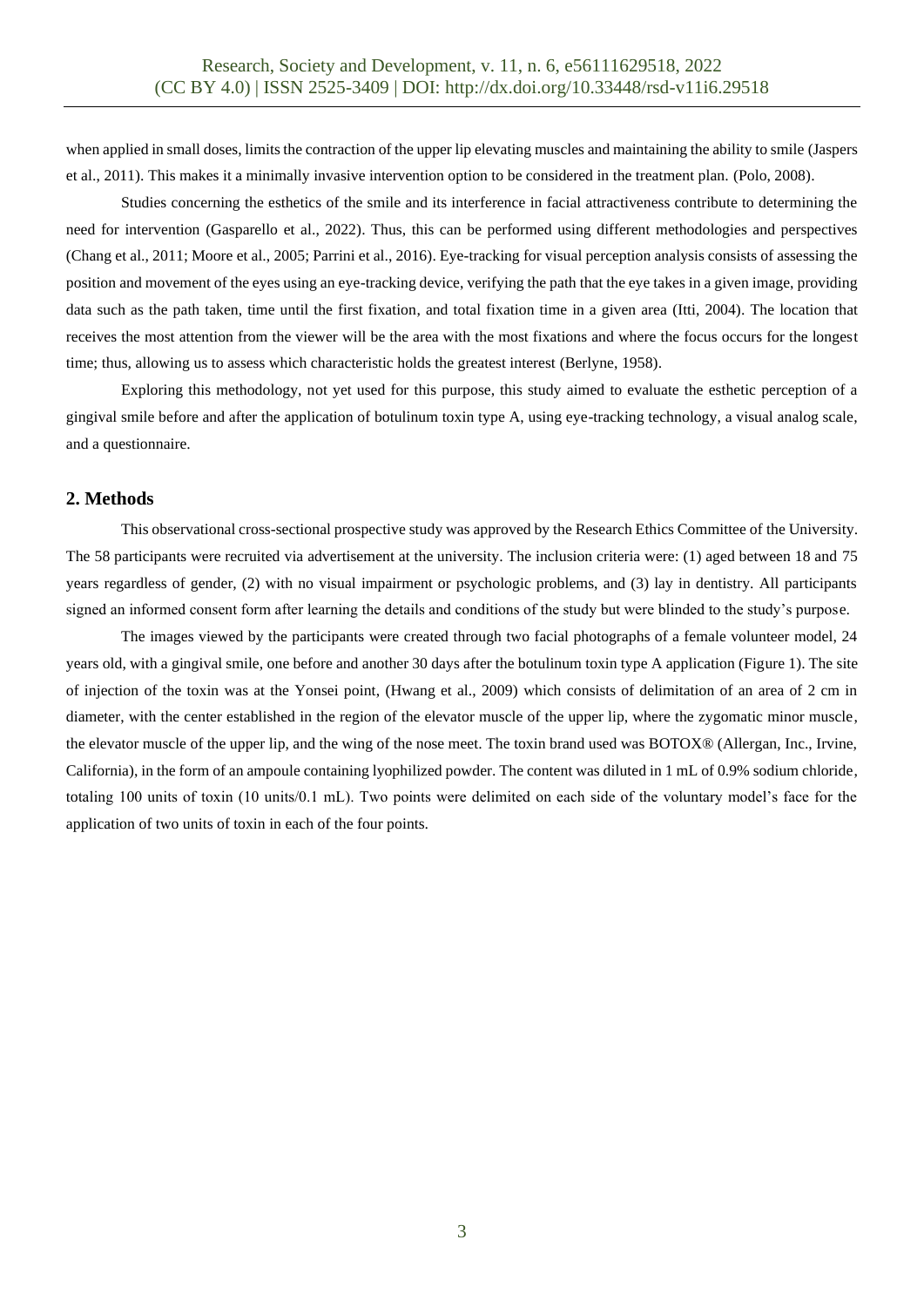when applied in small doses, limits the contraction of the upper lip elevating muscles and maintaining the ability to smile (Jaspers et al., 2011). This makes it a minimally invasive intervention option to be considered in the treatment plan. (Polo, 2008).

Studies concerning the esthetics of the smile and its interference in facial attractiveness contribute to determining the need for intervention (Gasparello et al., 2022). Thus, this can be performed using different methodologies and perspectives (Chang et al., 2011; Moore et al., 2005; Parrini et al., 2016). Eye-tracking for visual perception analysis consists of assessing the position and movement of the eyes using an eye-tracking device, verifying the path that the eye takes in a given image, providing data such as the path taken, time until the first fixation, and total fixation time in a given area (Itti, 2004). The location that receives the most attention from the viewer will be the area with the most fixations and where the focus occurs for the longest time; thus, allowing us to assess which characteristic holds the greatest interest (Berlyne, 1958).

Exploring this methodology, not yet used for this purpose, this study aimed to evaluate the esthetic perception of a gingival smile before and after the application of botulinum toxin type A, using eye-tracking technology, a visual analog scale, and a questionnaire.

## 2. Methods

This observational cross-sectional prospective study was approved by the Research Ethics Committee of the University. The 58 participants were recruited via advertisement at the university. The inclusion criteria were: (1) aged between 18 and 75 years regardless of gender, (2) with no visual impairment or psychologic problems, and (3) lay in dentistry. All participants signed an informed consent form after learning the details and conditions of the study but were blinded to the study's purpose.

The images viewed by the participants were created through two facial photographs of a female volunteer model, 24 years old, with a gingival smile, one before and another 30 days after the botulinum toxin type A application (Figure 1). The site of injection of the toxin was at the Yonsei point, (Hwang et al., 2009) which consists of delimitation of an area of 2 cm in diameter, with the center established in the region of the elevator muscle of the upper lip, where the zygomatic minor muscle, the elevator muscle of the upper lip, and the wing of the nose meet. The toxin brand used was BOTOX® (Allergan, Inc., Irvine, California), in the form of an ampoule containing lyophilized powder. The content was diluted in 1 mL of 0.9% sodium chloride, totaling 100 units of toxin (10 units/0.1 mL). Two points were delimited on each side of the voluntary model's face for the application of two units of toxin in each of the four points.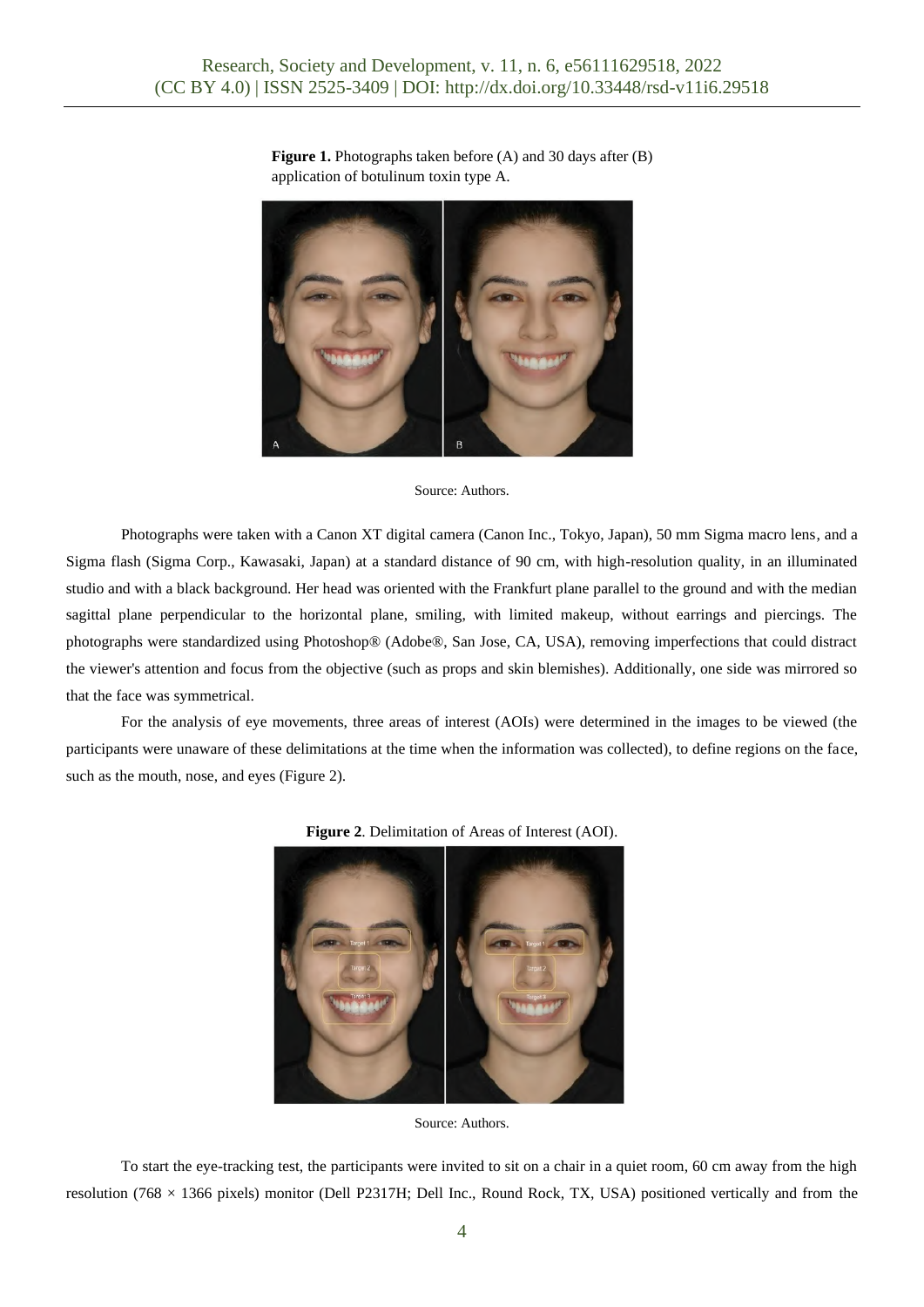**Figure 1.** Photographs taken before (A) and 30 days after (B) application of botulinum toxin type A.

Source: Authors.

Photographs were taken with a Canon XT digital camera (Canon Inc., Tokyo, Japan), 50 mm Sigma macro lens, and a Sigma flash (Sigma Corp., Kawasaki, Japan) at a standard distance of 90 cm, with high-resolution quality, in an illuminated studio and with a black background. Her head was oriented with the Frankfurt plane parallel to the ground and with the median sagittal plane perpendicular to the horizontal plane, smiling, with limited makeup, without earrings and piercings. The photographs were standardized using Photoshop® (Adobe®, San Jose, CA, USA), removing imperfections that could distract the viewer's attention and focus from the objective (such as props and skin blemishes). Additionally, one side was mirrored so that the face was symmetrical.

For the analysis of eye movements, three areas of interest (AOIs) were determined in the images to be viewed (the participants were unaware of these delimitations at the time when the information was collected), to define regions on the face, such as the mouth, nose, and eyes (Figure 2).

**Figure 2**. Delimitation of Areas of Interest (AOI).

Source: Authors.

To start the eye-tracking test, the participants were invited to sit on a chair in a quiet room, 60 cm away from the high resolution (768 × 1366 pixels) monitor (Dell P2317H; Dell Inc., Round Rock, TX, USA) positioned vertically and from the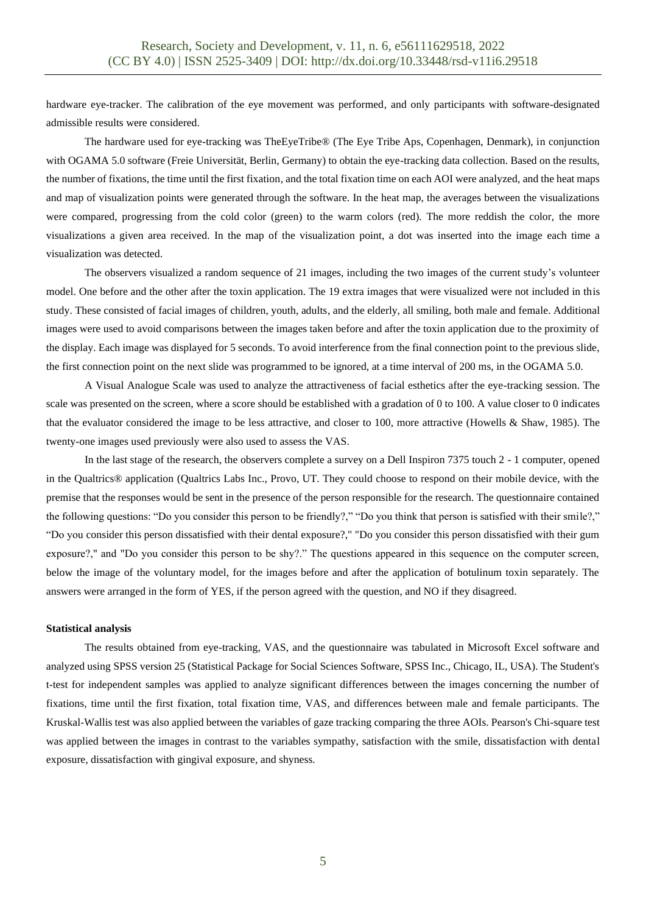hardware eye-tracker. The calibration of the eye movement was performed, and only participants with software-designated admissible results were considered.

The hardware used for eye-tracking was TheEyeTribe® (The Eye Tribe Aps, Copenhagen, Denmark), in conjunction with OGAMA 5.0 software (Freie Universität, Berlin, Germany) to obtain the eye-tracking data collection. Based on the results, the number of fixations, the time until the first fixation, and the total fixation time on each AOI were analyzed, and the heat maps and map of visualization points were generated through the software. In the heat map, the averages between the visualizations were compared, progressing from the cold color (green) to the warm colors (red). The more reddish the color, the more visualizations a given area received. In the map of the visualization point, a dot was inserted into the image each time a visualization was detected.

The observers visualized a random sequence of 21 images, including the two images of the current study's volunteer model. One before and the other after the toxin application. The 19 extra images that were visualized were not included in this study. These consisted of facial images of children, youth, adults, and the elderly, all smiling, both male and female. Additional images were used to avoid comparisons between the images taken before and after the toxin application due to the proximity of the display. Each image was displayed for 5 seconds. To avoid interference from the final connection point to the previous slide, the first connection point on the next slide was programmed to be ignored, at a time interval of 200 ms, in the OGAMA 5.0.

A Visual Analogue Scale was used to analyze the attractiveness of facial esthetics after the eye-tracking session. The scale was presented on the screen, where a score should be established with a gradation of 0 to 100. A value closer to 0 indicates that the evaluator considered the image to be less attractive, and closer to 100, more attractive (Howells & Shaw, 1985). The twenty-one images used previously were also used to assess the VAS.

In the last stage of the research, the observers complete a survey on a Dell Inspiron 7375 touch 2 - 1 computer, opened in the Qualtrics® application (Qualtrics Labs Inc., Provo, UT. They could choose to respond on their mobile device, with the premise that the responses would be sent in the presence of the person responsible for the research. The questionnaire contained the following questions: "Do you consider this person to be friendly?," "Do you think that person is satisfied with their smile?," "Do you consider this person dissatisfied with their dental exposure?," "Do you consider this person dissatisfied with their gum exposure?," and "Do you consider this person to be shy?." The questions appeared in this sequence on the computer screen, below the image of the voluntary model, for the images before and after the application of botulinum toxin separately. The answers were arranged in the form of YES, if the person agreed with the question, and NO if they disagreed.

#### Statistical analysis

The results obtained from eye-tracking, VAS, and the questionnaire was tabulated in Microsoft Excel software and analyzed using SPSS version 25 (Statistical Package for Social Sciences Software, SPSS Inc., Chicago, IL, USA). The Student's t-test for independent samples was applied to analyze significant differences between the images concerning the number of fixations, time until the first fixation, total fixation time, VAS, and differences between male and female participants. The Kruskal-Wallis test was also applied between the variables of gaze tracking comparing the three AOIs. Pearson's Chi-square test was applied between the images in contrast to the variables sympathy, satisfaction with the smile, dissatisfaction with dental exposure, dissatisfaction with gingival exposure, and shyness.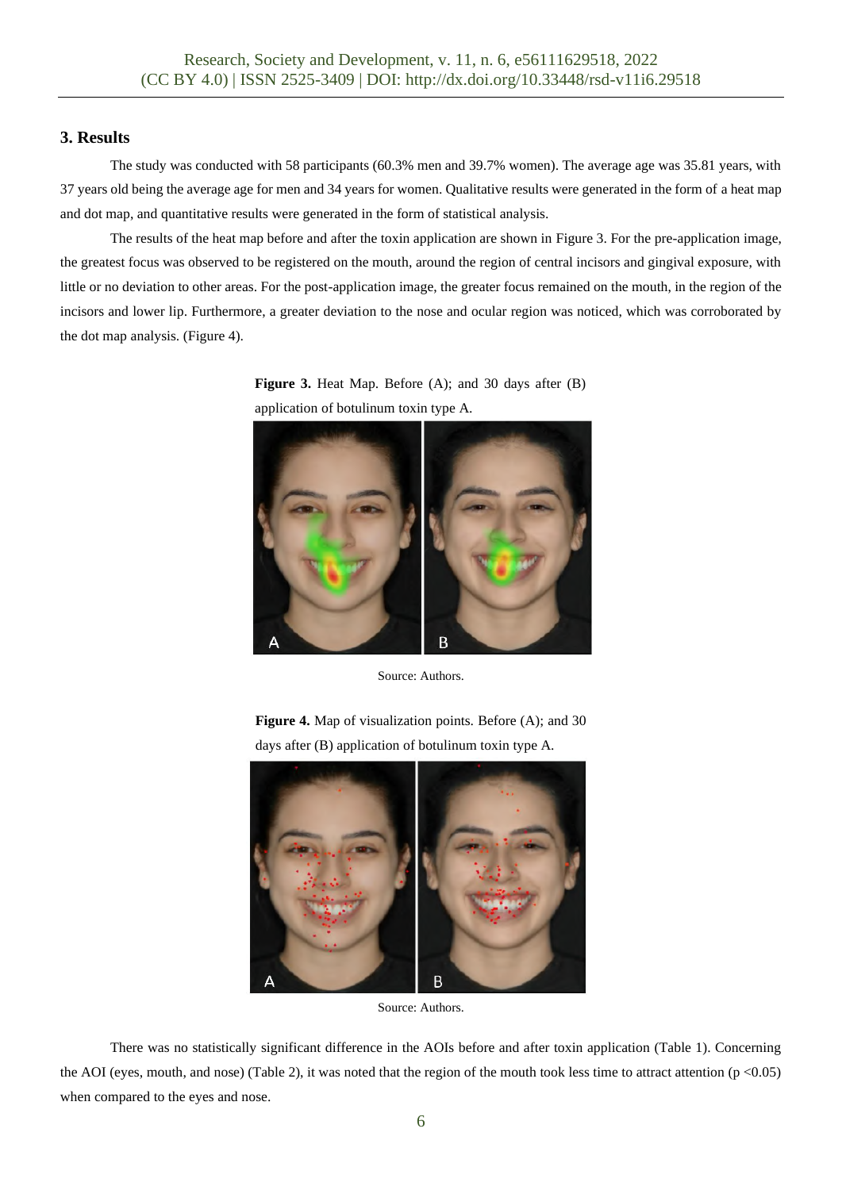## 3. Results

The study was conducted with 58 participants (60.3% men and 39.7% women). The average age was 35.81 years, with 37 years old being the average age for men and 34 years for women. Qualitative results were generated in the form of a heat map and dot map, and quantitative results were generated in the form of statistical analysis.

The results of the heat map before and after the toxin application are shown in Figure 3. For the pre-application image, the greatest focus was observed to be registered on the mouth, around the region of central incisors and gingival exposure, with little or no deviation to other areas. For the post-application image, the greater focus remained on the mouth, in the region of the incisors and lower lip. Furthermore, a greater deviation to the nose and ocular region was noticed, which was corroborated by the dot map analysis. (Figure 4).

**Figure 3.** Heat Map. Before (A); and 30 days after (B) application of botulinum toxin type A.

Source: Authors.

**Figure 4.** Map of visualization points. Before (A); and 30 days after (B) application of botulinum toxin type A.

Source: Authors.

There was no statistically significant difference in the AOIs before and after toxin application (Table 1). Concerning the AOI (eyes, mouth, and nose) (Table 2), it was noted that the region of the mouth took less time to attract attention ($p < 0.05$) when compared to the eyes and nose.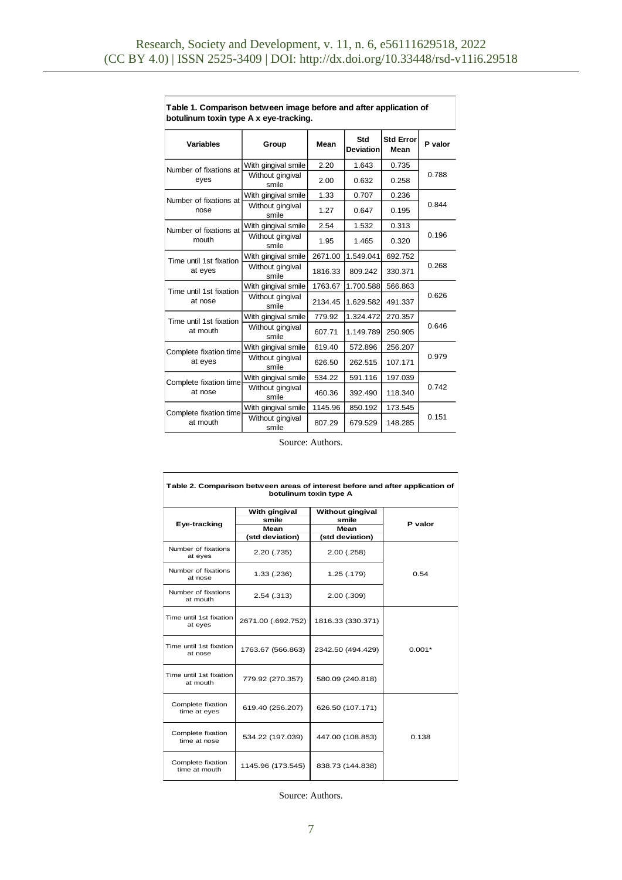**Table 1. Comparison between image before and after application of botulinum toxin type A x eye-tracking.**

| Variables | Group | Mean | Std Deviation | Std Error Mean | P valor |
|---|---|---|---|---|---|
| Number of fixations at eyes | With gingival smile | 2.20 | 1.643 | 0.735 | 0.788 |
| | Without gingival smile | 2.00 | 0.632 | 0.258 | |
| Number of fixations at nose | With gingival smile | 1.33 | 0.707 | 0.236 | 0.844 |
| | Without gingival smile | 1.27 | 0.647 | 0.195 | |
| Number of fixations at mouth | With gingival smile | 2.54 | 1.532 | 0.313 | 0.196 |
| | Without gingival smile | 1.95 | 1.465 | 0.320 | |
| Time until 1st fixation at eyes | With gingival smile | 2671.00 | 1.549.041 | 692.752 | 0.268 |
| | Without gingival smile | 1816.33 | 809.242 | 330.371 | |
| Time until 1st fixation at nose | With gingival smile | 1763.67 | 1.700.588 | 566.863 | 0.626 |
| | Without gingival smile | 2134.45 | 1.629.582 | 491.337 | |
| Time until 1st fixation at mouth | With gingival smile | 779.92 | 1.324.472 | 270.357 | 0.646 |
| | Without gingival smile | 607.71 | 1.149.789 | 250.905 | |
| Complete fixation time at eyes | With gingival smile | 619.40 | 572.896 | 256.207 | 0.979 |
| | Without gingival smile | 626.50 | 262.515 | 107.171 | |
| Complete fixation time at nose | With gingival smile | 534.22 | 591.116 | 197.039 | 0.742 |
| | Without gingival smile | 460.36 | 392.490 | 118.340 | |
| Complete fixation time at mouth | With gingival smile | 1145.96 | 850.192 | 173.545 | 0.151 |
| | Without gingival smile | 807.29 | 679.529 | 148.285 | |

Source: Authors.

**Table 2. Comparison between areas of interest before and after application of botulinum toxin type A**

| Eye-tracking | With gingival smile | Without gingival smile | P valor |
|---|---|---|---|
| | Mean (std deviation) | Mean (std deviation) | |
| Number of fixations at eyes | 2.20 (.735) | 2.00 (.258) | 0.54 |
| Number of fixations at nose | 1.33 (.236) | 1.25 (.179) | |
| Number of fixations at mouth | 2.54 (.313) | 2.00 (.309) | |
| Time until 1st fixation at eyes | 2671.00 (.692.752) | 1816.33 (330.371) | 0.001* |
| Time until 1st fixation at nose | 1763.67 (566.863) | 2342.50 (494.429) | |
| Time until 1st fixation at mouth | 779.92 (270.357) | 580.09 (240.818) | |
| Complete fixation time at eyes | 619.40 (256.207) | 626.50 (107.171) | 0.138 |
| Complete fixation time at nose | 534.22 (197.039) | 447.00 (108.853) | |
| Complete fixation time at mouth | 1145.96 (173.545) | 838.73 (144.838) | |

Source: Authors.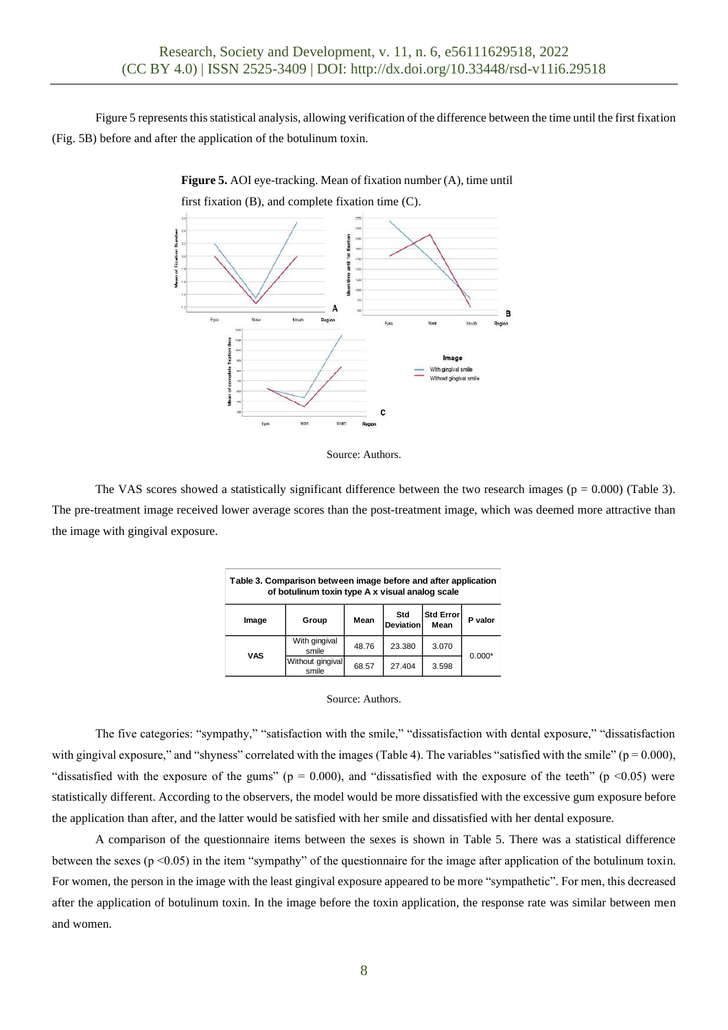Figure 5 represents this statistical analysis, allowing verification of the difference between the time until the first fixation (Fig. 5B) before and after the application of the botulinum toxin.

**Figure 5.** AOI eye-tracking. Mean of fixation number (A), time until first fixation (B), and complete fixation time (C).

Source: Authors.

The VAS scores showed a statistically significant difference between the two research images ($p = 0.000$) (Table 3). The pre-treatment image received lower average scores than the post-treatment image, which was deemed more attractive than the image with gingival exposure.

**Table 3. Comparison between image before and after application of botulinum toxin type A x visual analog scale**

| Image | Group | Mean | Std Deviation | Std Error Mean | P valor |
|---|---|---|---|---|---|
| VAS | With gingival smile | 48.76 | 23.380 | 3.070 | 0.000* |
| | Without gingival smile | 68.57 | 27.404 | 3.598 | |

Source: Authors.

The five categories: "sympathy," "satisfaction with the smile," "dissatisfaction with dental exposure," "dissatisfaction with gingival exposure," and "shyness" correlated with the images (Table 4). The variables "satisfied with the smile" ($p = 0.000$), "dissatisfied with the exposure of the gums" ($p = 0.000$), and "dissatisfied with the exposure of the teeth" ($p < 0.05$) were statistically different. According to the observers, the model would be more dissatisfied with the excessive gum exposure before the application than after, and the latter would be satisfied with her smile and dissatisfied with her dental exposure.

A comparison of the questionnaire items between the sexes is shown in Table 5. There was a statistical difference between the sexes ($p < 0.05$) in the item "sympathy" of the questionnaire for the image after application of the botulinum toxin. For women, the person in the image with the least gingival exposure appeared to be more "sympathetic". For men, this decreased after the application of botulinum toxin. In the image before the toxin application, the response rate was similar between men and women.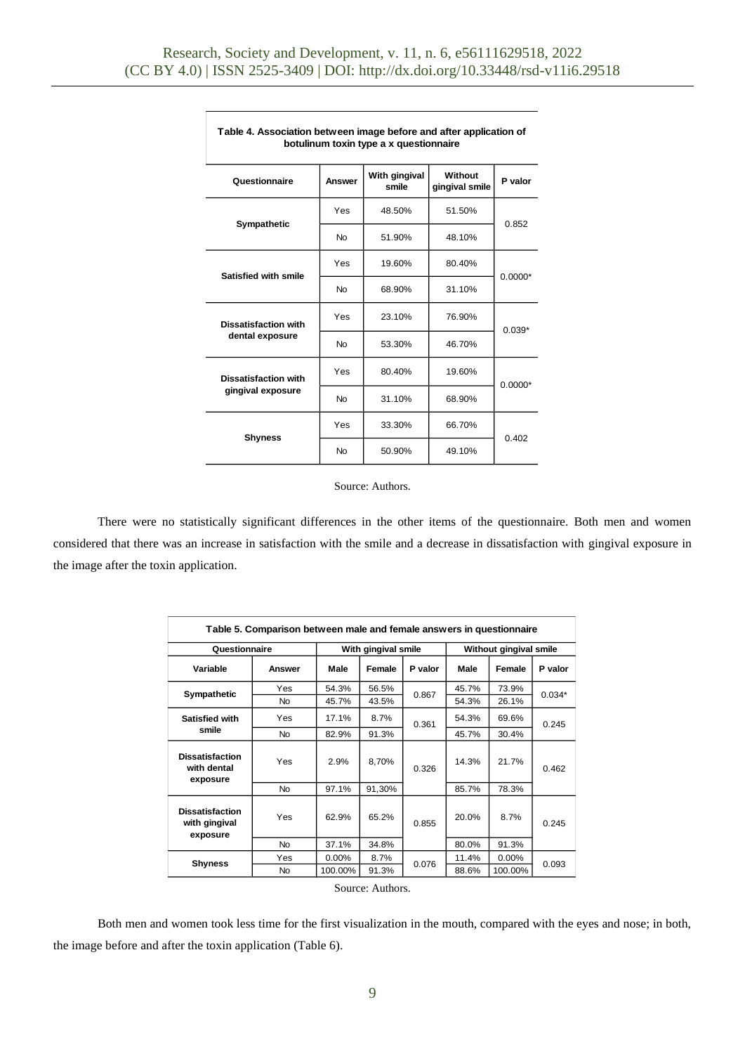**Table 4. Association between image before and after application of botulinum toxin type a x questionnaire**

| Questionnaire | Answer | With gingival smile | Without gingival smile | P valor |
|---|---|---|---|---|
| Sympathetic | Yes | 48.50% | 51.50% | 0.852 |
| | No | 51.90% | 48.10% | |
| Satisfied with smile | Yes | 19.60% | 80.40% | 0.0000* |
| | No | 68.90% | 31.10% | |
| Dissatisfaction with dental exposure | Yes | 23.10% | 76.90% | 0.039* |
| | No | 53.30% | 46.70% | |
| Dissatisfaction with gingival exposure | Yes | 80.40% | 19.60% | 0.0000* |
| | No | 31.10% | 68.90% | |
| Shyness | Yes | 33.30% | 66.70% | 0.402 |
| | No | 50.90% | 49.10% | |

Source: Authors.

There were no statistically significant differences in the other items of the questionnaire. Both men and women considered that there was an increase in satisfaction with the smile and a decrease in dissatisfaction with gingival exposure in the image after the toxin application.

**Table 5. Comparison between male and female answers in questionnaire**

| Questionnaire | | With gingival smile | | | Without gingival smile | | |
|---|---|---|---|---|---|---|---|
| Variable | Answer | Male | Female | P valor | Male | Female | P valor |
| Sympathetic | Yes | 54.3% | 56.5% | 0.867 | 45.7% | 73.9% | 0.034* |
| | No | 45.7% | 43.5% | | 54.3% | 26.1% | |
| Satisfied with smile | Yes | 17.1% | 8.7% | 0.361 | 54.3% | 69.6% | 0.245 |
| | No | 82.9% | 91.3% | | 45.7% | 30.4% | |
| Dissatisfaction with dental exposure | Yes | 2.9% | 8,70% | 0.326 | 14.3% | 21.7% | 0.462 |
| | No | 97.1% | 91,30% | | 85.7% | 78.3% | |
| Dissatisfaction with gingival exposure | Yes | 62.9% | 65.2% | 0.855 | 20.0% | 8.7% | 0.245 |
| | No | 37.1% | 34.8% | | 80.0% | 91.3% | |
| Shyness | Yes | 0.00% | 8.7% | 0.076 | 11.4% | 0.00% | 0.093 |
| | No | 100.00% | 91.3% | | 88.6% | 100.00% | |

Source: Authors.

Both men and women took less time for the first visualization in the mouth, compared with the eyes and nose; in both, the image before and after the toxin application (Table 6).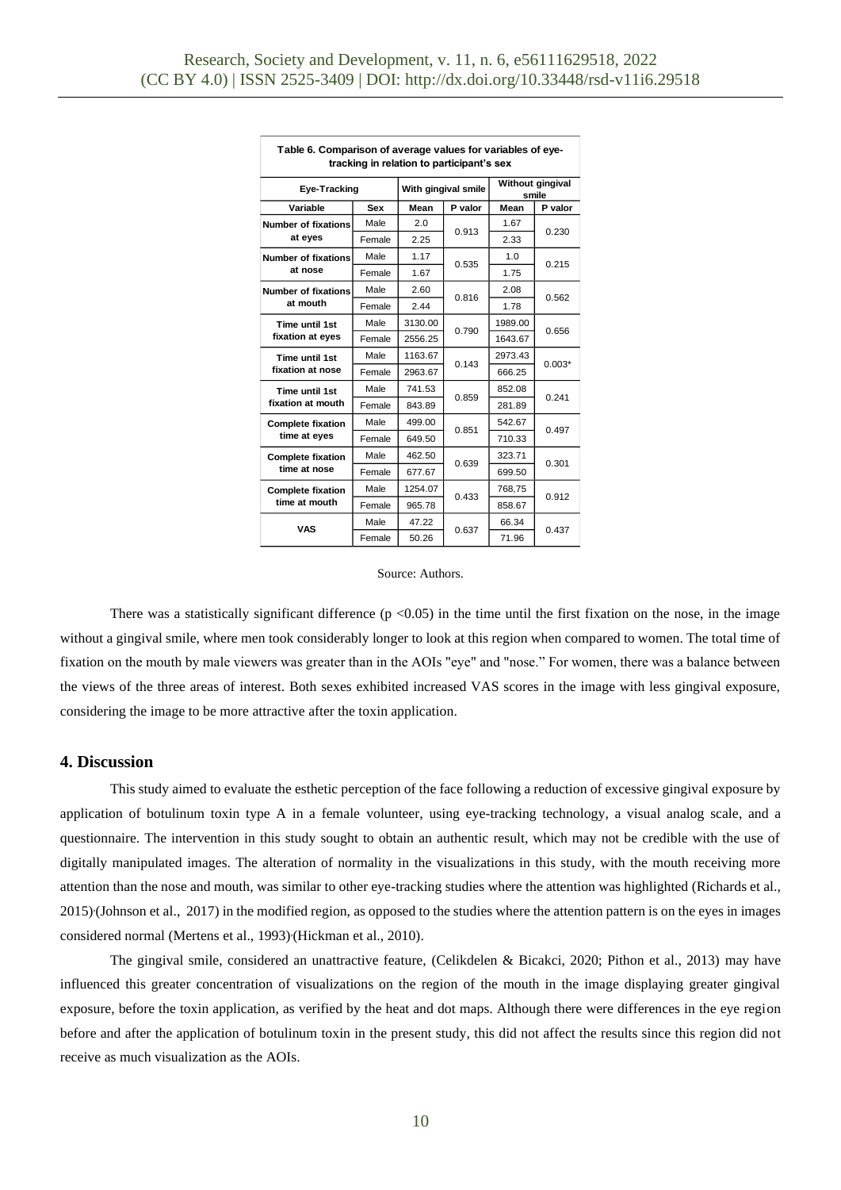**Table 6. Comparison of average values for variables of eye-tracking in relation to participant's sex**

| Eye-Tracking | | With gingival smile | | Without gingival smile | |
|---|---|---|---|---|---|
| Variable | Sex | Mean | P valor | Mean | P valor |
| Number of fixations at eyes | Male | 2.0 | 0.913 | 1.67 | 0.230 |
| | Female | 2.25 | | 2.33 | |
| Number of fixations at nose | Male | 1.17 | 0.535 | 1.0 | 0.215 |
| | Female | 1.67 | | 1.75 | |
| Number of fixations at mouth | Male | 2.60 | 0.816 | 2.08 | 0.562 |
| | Female | 2.44 | | 1.78 | |
| Time until 1st fixation at eyes | Male | 3130.00 | 0.790 | 1989.00 | 0.656 |
| | Female | 2556.25 | | 1643.67 | |
| Time until 1st fixation at nose | Male | 1163.67 | 0.143 | 2973.43 | 0.003* |
| | Female | 2963.67 | | 666.25 | |
| Time until 1st fixation at mouth | Male | 741.53 | 0.859 | 852.08 | 0.241 |
| | Female | 843.89 | | 281.89 | |
| Complete fixation time at eyes | Male | 499.00 | 0.851 | 542.67 | 0.497 |
| | Female | 649.50 | | 710.33 | |
| Complete fixation time at nose | Male | 462.50 | 0.639 | 323.71 | 0.301 |
| | Female | 677.67 | | 699.50 | |
| Complete fixation time at mouth | Male | 1254.07 | 0.433 | 768,75 | 0.912 |
| | Female | 965.78 | | 858.67 | |
| VAS | Male | 47.22 | 0.637 | 66.34 | 0.437 |
| | Female | 50.26 | | 71.96 | |

Source: Authors.

There was a statistically significant difference ($p < 0.05$) in the time until the first fixation on the nose, in the image without a gingival smile, where men took considerably longer to look at this region when compared to women. The total time of fixation on the mouth by male viewers was greater than in the AOIs "eye" and "nose." For women, there was a balance between the views of the three areas of interest. Both sexes exhibited increased VAS scores in the image with less gingival exposure, considering the image to be more attractive after the toxin application.

## 4. Discussion

This study aimed to evaluate the esthetic perception of the face following a reduction of excessive gingival exposure by application of botulinum toxin type A in a female volunteer, using eye-tracking technology, a visual analog scale, and a questionnaire. The intervention in this study sought to obtain an authentic result, which may not be credible with the use of digitally manipulated images. The alteration of normality in the visualizations in this study, with the mouth receiving more attention than the nose and mouth, was similar to other eye-tracking studies where the attention was highlighted (Richards et al., 2015)(Johnson et al., 2017) in the modified region, as opposed to the studies where the attention pattern is on the eyes in images considered normal (Mertens et al., 1993)(Hickman et al., 2010).

The gingival smile, considered an unattractive feature, (Celikdelen & Bicakci, 2020; Pithon et al., 2013) may have influenced this greater concentration of visualizations on the region of the mouth in the image displaying greater gingival exposure, before the toxin application, as verified by the heat and dot maps. Although there were differences in the eye region before and after the application of botulinum toxin in the present study, this did not affect the results since this region did not receive as much visualization as the AOIs.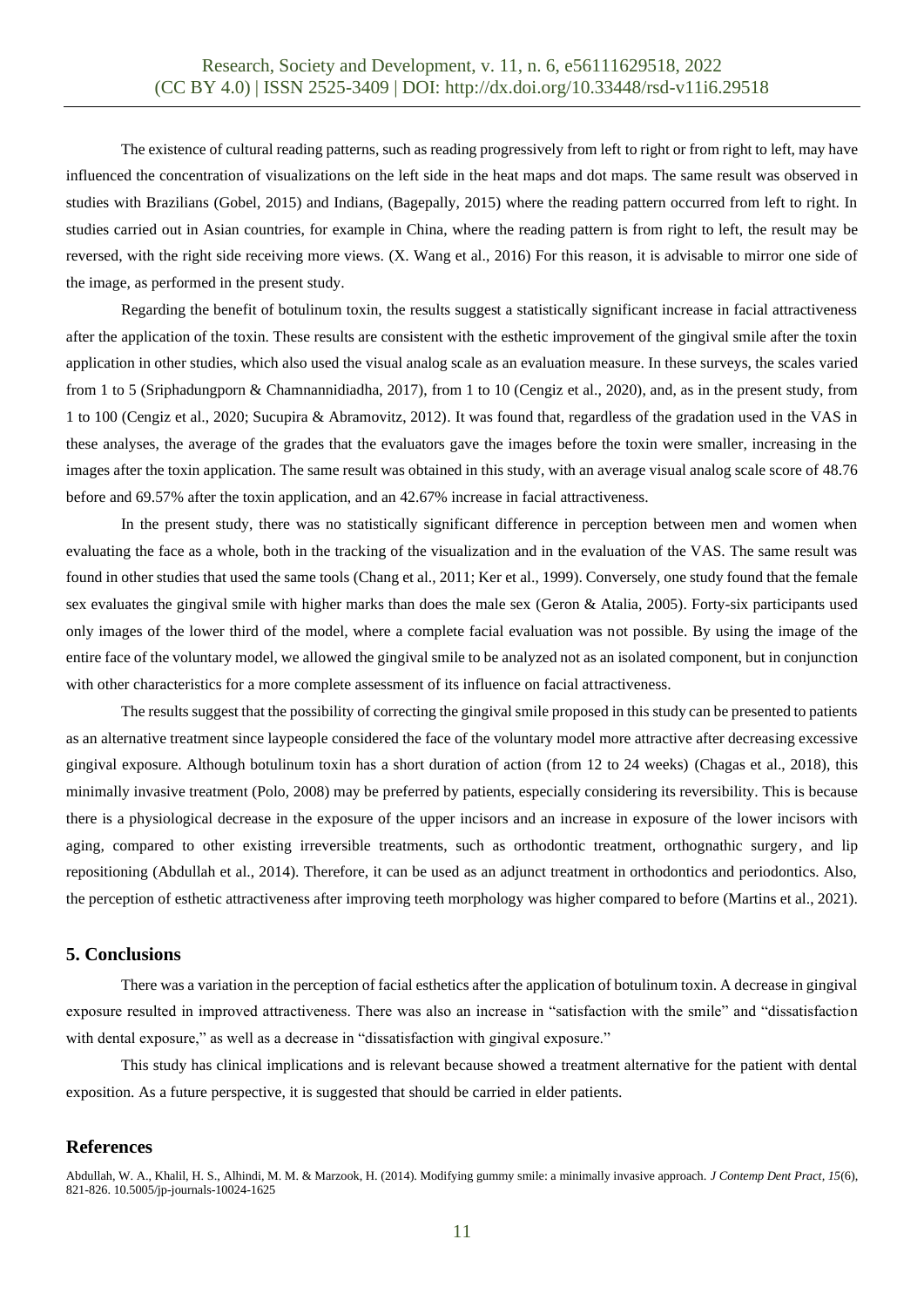The existence of cultural reading patterns, such as reading progressively from left to right or from right to left, may have influenced the concentration of visualizations on the left side in the heat maps and dot maps. The same result was observed in studies with Brazilians (Gobel, 2015) and Indians, (Bagepally, 2015) where the reading pattern occurred from left to right. In studies carried out in Asian countries, for example in China, where the reading pattern is from right to left, the result may be reversed, with the right side receiving more views. (X. Wang et al., 2016) For this reason, it is advisable to mirror one side of the image, as performed in the present study.

Regarding the benefit of botulinum toxin, the results suggest a statistically significant increase in facial attractiveness after the application of the toxin. These results are consistent with the esthetic improvement of the gingival smile after the toxin application in other studies, which also used the visual analog scale as an evaluation measure. In these surveys, the scales varied from 1 to 5 (Sriphadungporn & Chamnannidiadha, 2017), from 1 to 10 (Cengiz et al., 2020), and, as in the present study, from 1 to 100 (Cengiz et al., 2020; Sucupira & Abramovitz, 2012). It was found that, regardless of the gradation used in the VAS in these analyses, the average of the grades that the evaluators gave the images before the toxin were smaller, increasing in the images after the toxin application. The same result was obtained in this study, with an average visual analog scale score of 48.76 before and 69.57% after the toxin application, and an 42.67% increase in facial attractiveness.

In the present study, there was no statistically significant difference in perception between men and women when evaluating the face as a whole, both in the tracking of the visualization and in the evaluation of the VAS. The same result was found in other studies that used the same tools (Chang et al., 2011; Ker et al., 1999). Conversely, one study found that the female sex evaluates the gingival smile with higher marks than does the male sex (Geron & Atalia, 2005). Forty-six participants used only images of the lower third of the model, where a complete facial evaluation was not possible. By using the image of the entire face of the voluntary model, we allowed the gingival smile to be analyzed not as an isolated component, but in conjunction with other characteristics for a more complete assessment of its influence on facial attractiveness.

The results suggest that the possibility of correcting the gingival smile proposed in this study can be presented to patients as an alternative treatment since laypeople considered the face of the voluntary model more attractive after decreasing excessive gingival exposure. Although botulinum toxin has a short duration of action (from 12 to 24 weeks) (Chagas et al., 2018), this minimally invasive treatment (Polo, 2008) may be preferred by patients, especially considering its reversibility. This is because there is a physiological decrease in the exposure of the upper incisors and an increase in exposure of the lower incisors with aging, compared to other existing irreversible treatments, such as orthodontic treatment, orthognathic surgery, and lip repositioning (Abdullah et al., 2014). Therefore, it can be used as an adjunct treatment in orthodontics and periodontics. Also, the perception of esthetic attractiveness after improving teeth morphology was higher compared to before (Martins et al., 2021).

## 5. Conclusions

There was a variation in the perception of facial esthetics after the application of botulinum toxin. A decrease in gingival exposure resulted in improved attractiveness. There was also an increase in "satisfaction with the smile" and "dissatisfaction with dental exposure," as well as a decrease in "dissatisfaction with gingival exposure."

This study has clinical implications and is relevant because showed a treatment alternative for the patient with dental exposition. As a future perspective, it is suggested that should be carried in elder patients.

## References

Abdullah, W. A., Khalil, H. S., Alhindi, M. M. & Marzook, H. (2014). Modifying gummy smile: a minimally invasive approach. *J Contemp Dent Pract, 15*(6), 821-826. 10.5005/jp-journals-10024-1625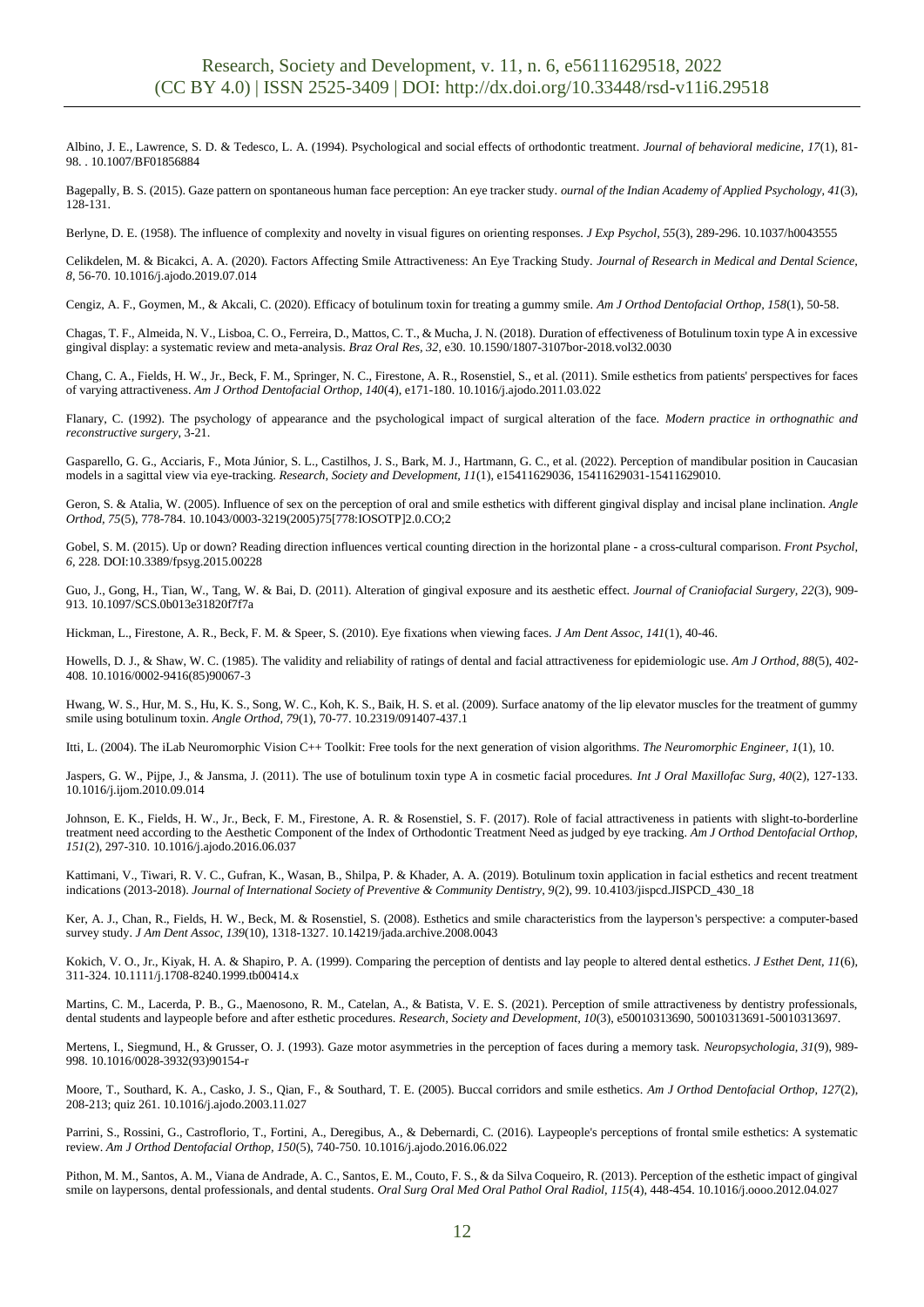Albino, J. E., Lawrence, S. D. & Tedesco, L. A. (1994). Psychological and social effects of orthodontic treatment. *Journal of behavioral medicine, 17*(1), 81-98. . 10.1007/BF01856884

Bagepally, B. S. (2015). Gaze pattern on spontaneous human face perception: An eye tracker study. *ournal of the Indian Academy of Applied Psychology, 41*(3), 128-131.

Berlyne, D. E. (1958). The influence of complexity and novelty in visual figures on orienting responses. *J Exp Psychol, 55*(3), 289-296. 10.1037/h0043555

Celikdelen, M. & Bicakci, A. A. (2020). Factors Affecting Smile Attractiveness: An Eye Tracking Study. *Journal of Research in Medical and Dental Science, 8*, 56-70. 10.1016/j.ajodo.2019.07.014

Cengiz, A. F., Goymen, M., & Akcali, C. (2020). Efficacy of botulinum toxin for treating a gummy smile. *Am J Orthod Dentofacial Orthop, 158*(1), 50-58.

Chagas, T. F., Almeida, N. V., Lisboa, C. O., Ferreira, D., Mattos, C. T., & Mucha, J. N. (2018). Duration of effectiveness of Botulinum toxin type A in excessive gingival display: a systematic review and meta-analysis. *Braz Oral Res, 32*, e30. 10.1590/1807-3107bor-2018.vol32.0030

Chang, C. A., Fields, H. W., Jr., Beck, F. M., Springer, N. C., Firestone, A. R., Rosenstiel, S., et al. (2011). Smile esthetics from patients' perspectives for faces of varying attractiveness. *Am J Orthod Dentofacial Orthop, 140*(4), e171-180. 10.1016/j.ajodo.2011.03.022

Flanary, C. (1992). The psychology of appearance and the psychological impact of surgical alteration of the face. *Modern practice in orthognathic and reconstructive surgery*, 3-21.

Gasparello, G. G., Acciaris, F., Mota Júnior, S. L., Castilhos, J. S., Bark, M. J., Hartmann, G. C., et al. (2022). Perception of mandibular position in Caucasian models in a sagittal view via eye-tracking. *Research, Society and Development, 11*(1), e15411629036, 15411629031-15411629010.

Geron, S. & Atalia, W. (2005). Influence of sex on the perception of oral and smile esthetics with different gingival display and incisal plane inclination. *Angle Orthod, 75*(5), 778-784. 10.1043/0003-3219(2005)75[778:IOSOTP]2.0.CO;2

Gobel, S. M. (2015). Up or down? Reading direction influences vertical counting direction in the horizontal plane - a cross-cultural comparison. *Front Psychol, 6*, 228. DOI:10.3389/fpsyg.2015.00228

Guo, J., Gong, H., Tian, W., Tang, W. & Bai, D. (2011). Alteration of gingival exposure and its aesthetic effect. *Journal of Craniofacial Surgery, 22*(3), 909-913. 10.1097/SCS.0b013e31820f7f7a

Hickman, L., Firestone, A. R., Beck, F. M. & Speer, S. (2010). Eye fixations when viewing faces. *J Am Dent Assoc, 141*(1), 40-46.

Howells, D. J., & Shaw, W. C. (1985). The validity and reliability of ratings of dental and facial attractiveness for epidemiologic use. *Am J Orthod, 88*(5), 402-408. 10.1016/0002-9416(85)90067-3

Hwang, W. S., Hur, M. S., Hu, K. S., Song, W. C., Koh, K. S., Baik, H. S. et al. (2009). Surface anatomy of the lip elevator muscles for the treatment of gummy smile using botulinum toxin. *Angle Orthod, 79*(1), 70-77. 10.2319/091407-437.1

Itti, L. (2004). The iLab Neuromorphic Vision C++ Toolkit: Free tools for the next generation of vision algorithms. *The Neuromorphic Engineer, 1*(1), 10.

Jaspers, G. W., Pijpe, J., & Jansma, J. (2011). The use of botulinum toxin type A in cosmetic facial procedures. *Int J Oral Maxillofac Surg, 40*(2), 127-133. 10.1016/j.ijom.2010.09.014

Johnson, E. K., Fields, H. W., Jr., Beck, F. M., Firestone, A. R. & Rosenstiel, S. F. (2017). Role of facial attractiveness in patients with slight-to-borderline treatment need according to the Aesthetic Component of the Index of Orthodontic Treatment Need as judged by eye tracking. *Am J Orthod Dentofacial Orthop, 151*(2), 297-310. 10.1016/j.ajodo.2016.06.037

Kattimani, V., Tiwari, R. V. C., Gufran, K., Wasan, B., Shilpa, P. & Khader, A. A. (2019). Botulinum toxin application in facial esthetics and recent treatment indications (2013-2018). *Journal of International Society of Preventive & Community Dentistry, 9*(2), 99. 10.4103/jispcd.JISPCD_430_18

Ker, A. J., Chan, R., Fields, H. W., Beck, M. & Rosenstiel, S. (2008). Esthetics and smile characteristics from the layperson's perspective: a computer-based survey study. *J Am Dent Assoc, 139*(10), 1318-1327. 10.14219/jada.archive.2008.0043

Kokich, V. O., Jr., Kiyak, H. A. & Shapiro, P. A. (1999). Comparing the perception of dentists and lay people to altered dental esthetics. *J Esthet Dent, 11*(6), 311-324. 10.1111/j.1708-8240.1999.tb00414.x

Martins, C. M., Lacerda, P. B., G., Maenosono, R. M., Catelan, A., & Batista, V. E. S. (2021). Perception of smile attractiveness by dentistry professionals, dental students and laypeople before and after esthetic procedures. *Research, Society and Development, 10*(3), e50010313690, 50010313691-50010313697.

Mertens, I., Siegmund, H., & Grusser, O. J. (1993). Gaze motor asymmetries in the perception of faces during a memory task. *Neuropsychologia, 31*(9), 989-998. 10.1016/0028-3932(93)90154-r

Moore, T., Southard, K. A., Casko, J. S., Qian, F., & Southard, T. E. (2005). Buccal corridors and smile esthetics. *Am J Orthod Dentofacial Orthop, 127*(2), 208-213; quiz 261. 10.1016/j.ajodo.2003.11.027

Parrini, S., Rossini, G., Castroflorio, T., Fortini, A., Deregibus, A., & Debernardi, C. (2016). Laypeople's perceptions of frontal smile esthetics: A systematic review. *Am J Orthod Dentofacial Orthop, 150*(5), 740-750. 10.1016/j.ajodo.2016.06.022

Pithon, M. M., Santos, A. M., Viana de Andrade, A. C., Santos, E. M., Couto, F. S., & da Silva Coqueiro, R. (2013). Perception of the esthetic impact of gingival smile on laypersons, dental professionals, and dental students. *Oral Surg Oral Med Oral Pathol Oral Radiol, 115*(4), 448-454. 10.1016/j.oooo.2012.04.027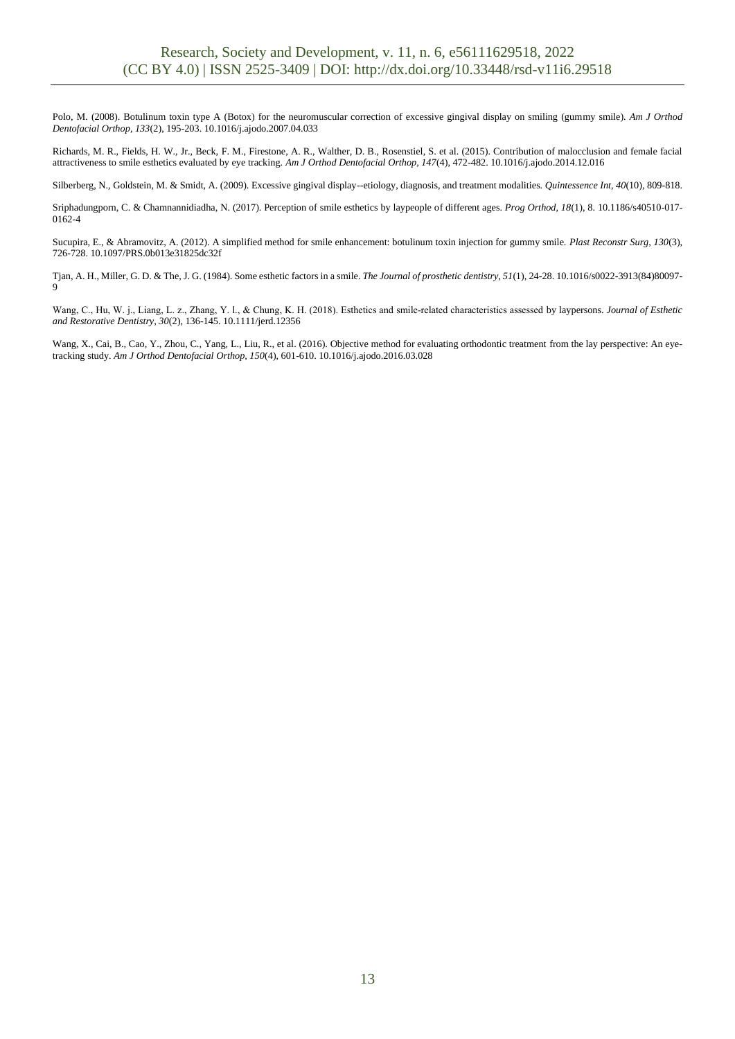Polo, M. (2008). Botulinum toxin type A (Botox) for the neuromuscular correction of excessive gingival display on smiling (gummy smile). *Am J Orthod Dentofacial Orthop, 133*(2), 195-203. 10.1016/j.ajodo.2007.04.033

Richards, M. R., Fields, H. W., Jr., Beck, F. M., Firestone, A. R., Walther, D. B., Rosenstiel, S. et al. (2015). Contribution of malocclusion and female facial attractiveness to smile esthetics evaluated by eye tracking. *Am J Orthod Dentofacial Orthop, 147*(4), 472-482. 10.1016/j.ajodo.2014.12.016

Silberberg, N., Goldstein, M. & Smidt, A. (2009). Excessive gingival display--etiology, diagnosis, and treatment modalities. *Quintessence Int, 40*(10), 809-818.

Sriphadungporn, C. & Chamnannidiadha, N. (2017). Perception of smile esthetics by laypeople of different ages. *Prog Orthod, 18*(1), 8. 10.1186/s40510-017-0162-4

Sucupira, E., & Abramovitz, A. (2012). A simplified method for smile enhancement: botulinum toxin injection for gummy smile. *Plast Reconstr Surg, 130*(3), 726-728. 10.1097/PRS.0b013e31825dc32f

Tjan, A. H., Miller, G. D. & The, J. G. (1984). Some esthetic factors in a smile. *The Journal of prosthetic dentistry, 51*(1), 24-28. 10.1016/s0022-3913(84)80097-9

Wang, C., Hu, W. j., Liang, L. z., Zhang, Y. l., & Chung, K. H. (2018). Esthetics and smile-related characteristics assessed by laypersons. *Journal of Esthetic and Restorative Dentistry, 30*(2), 136-145. 10.1111/jerd.12356

Wang, X., Cai, B., Cao, Y., Zhou, C., Yang, L., Liu, R., et al. (2016). Objective method for evaluating orthodontic treatment from the lay perspective: An eye-tracking study. *Am J Orthod Dentofacial Orthop, 150*(4), 601-610. 10.1016/j.ajodo.2016.03.028